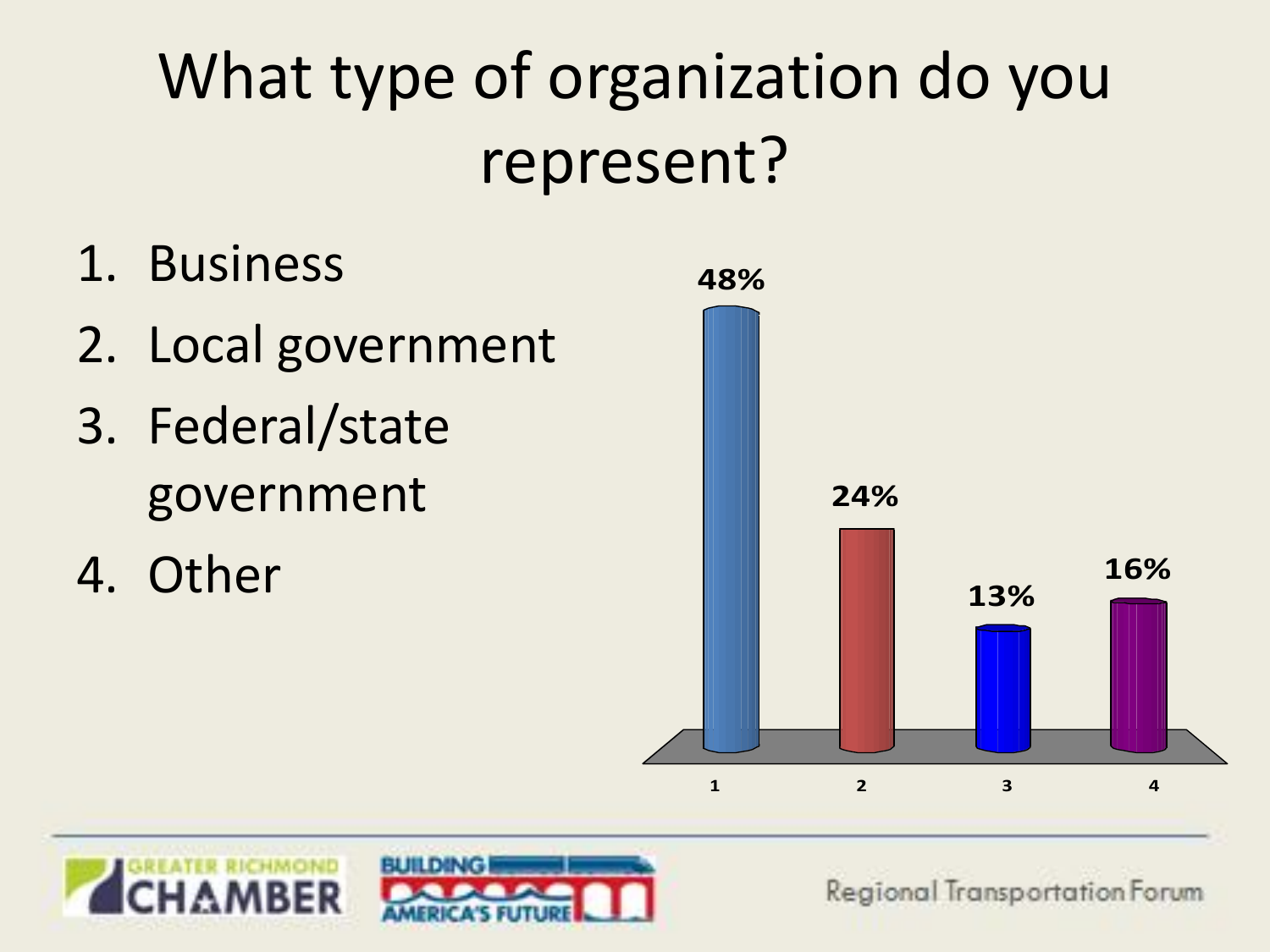# What type of organization do you represent?

1. Business
2. Local government
3. Federal/state government
4. Other

| Option | Percentage |
|---|---|
| 1 | 48% |
| 2 | 24% |
| 3 | 13% |
| 4 | 16% |

GREATER RICHMOND CHAMBER

BUILDING AMERICA'S FUTURE

Regional Transportation Forum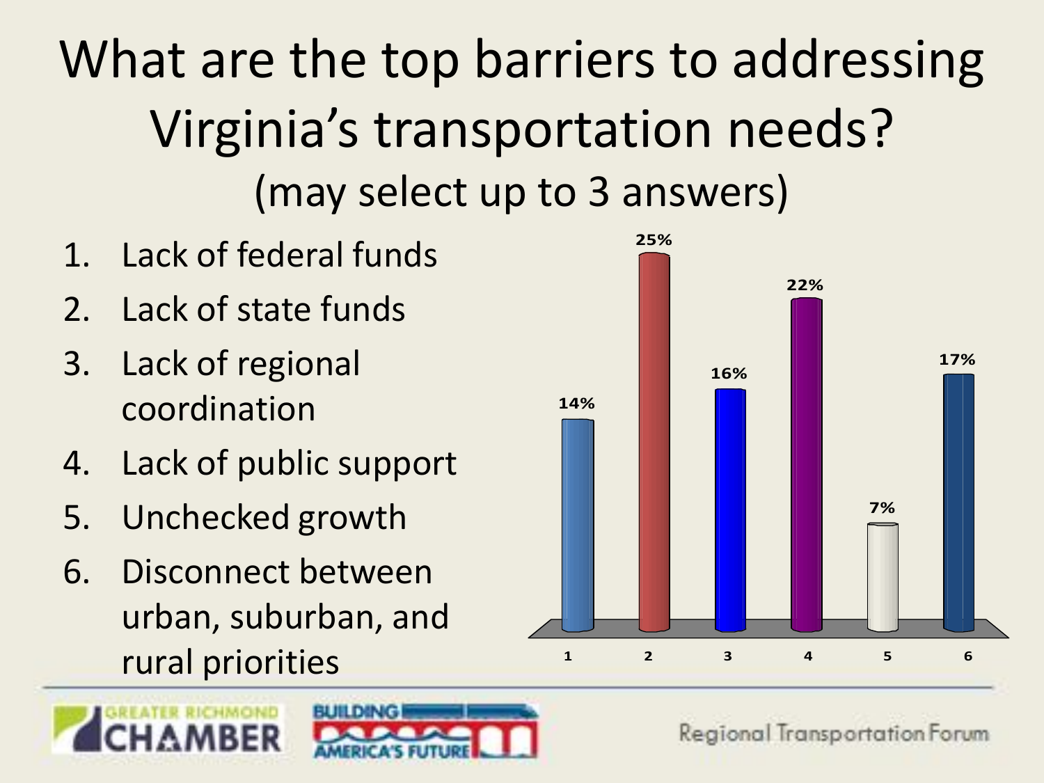# What are the top barriers to addressing Virginia's transportation needs?

(may select up to 3 answers)

1. Lack of federal funds
2. Lack of state funds
3. Lack of regional coordination
4. Lack of public support
5. Unchecked growth
6. Disconnect between urban, suburban, and rural priorities

| Answer | Percent |
|---|---|
| 1 | 14% |
| 2 | 25% |
| 3 | 16% |
| 4 | 22% |
| 5 | 7% |
| 6 | 17% |

Regional Transportation Forum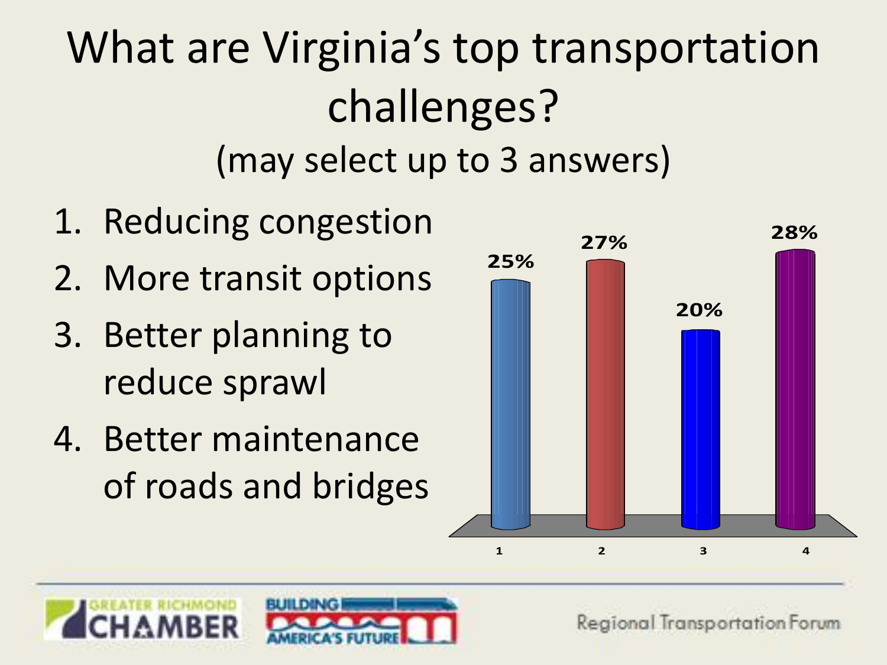# What are Virginia's top transportation challenges?

(may select up to 3 answers)

1. Reducing congestion
2. More transit options
3. Better planning to reduce sprawl
4. Better maintenance of roads and bridges

| Answer | Percentage |
|---|---|
| 1 | 25% |
| 2 | 27% |
| 3 | 20% |
| 4 | 28% |

Greater Richmond Chamber | Building America's Future | Regional Transportation Forum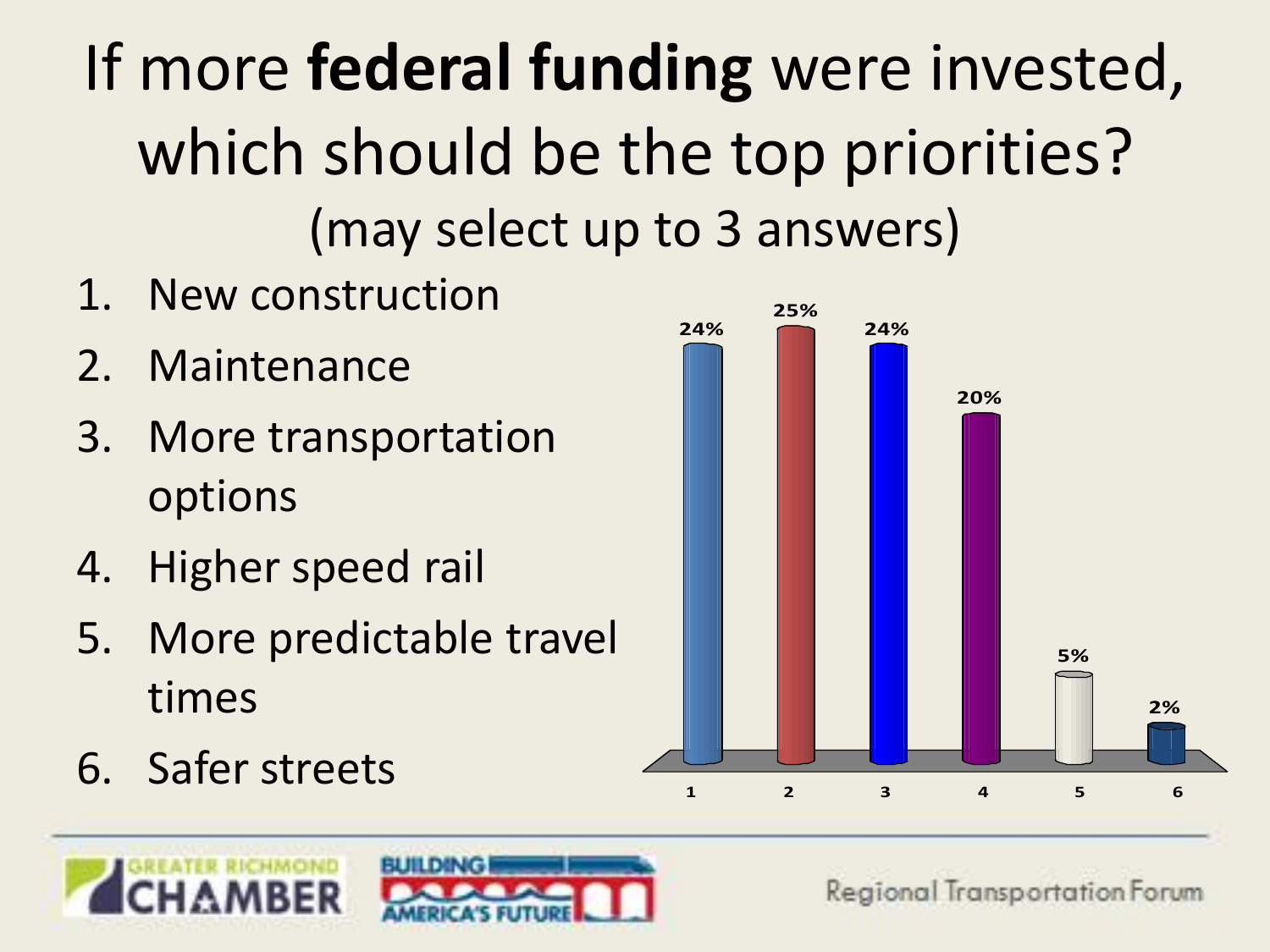# If more **federal funding** were invested, which should be the top priorities?

(may select up to 3 answers)

1. New construction
2. Maintenance
3. More transportation options
4. Higher speed rail
5. More predictable travel times
6. Safer streets

| Option | Percentage |
|---|---|
| 1 | 24% |
| 2 | 25% |
| 3 | 24% |
| 4 | 20% |
| 5 | 5% |
| 6 | 2% |

Greater Richmond Chamber | Building America's Future | Regional Transportation Forum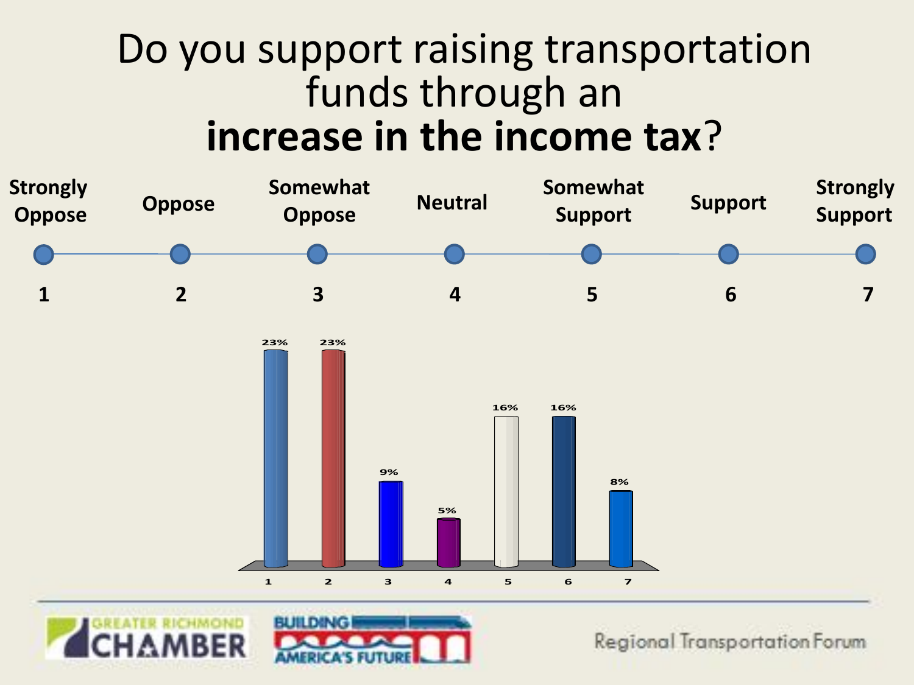# Do you support raising transportation funds through an **increase in the income tax**?

| 1 | 2 | 3 | 4 | 5 | 6 | 7 |
|---|---|---|---|---|---|---|
| Strongly Oppose | Oppose | Somewhat Oppose | Neutral | Somewhat Support | Support | Strongly Support |
| 23% | 23% | 9% | 5% | 16% | 16% | 8% |

Regional Transportation Forum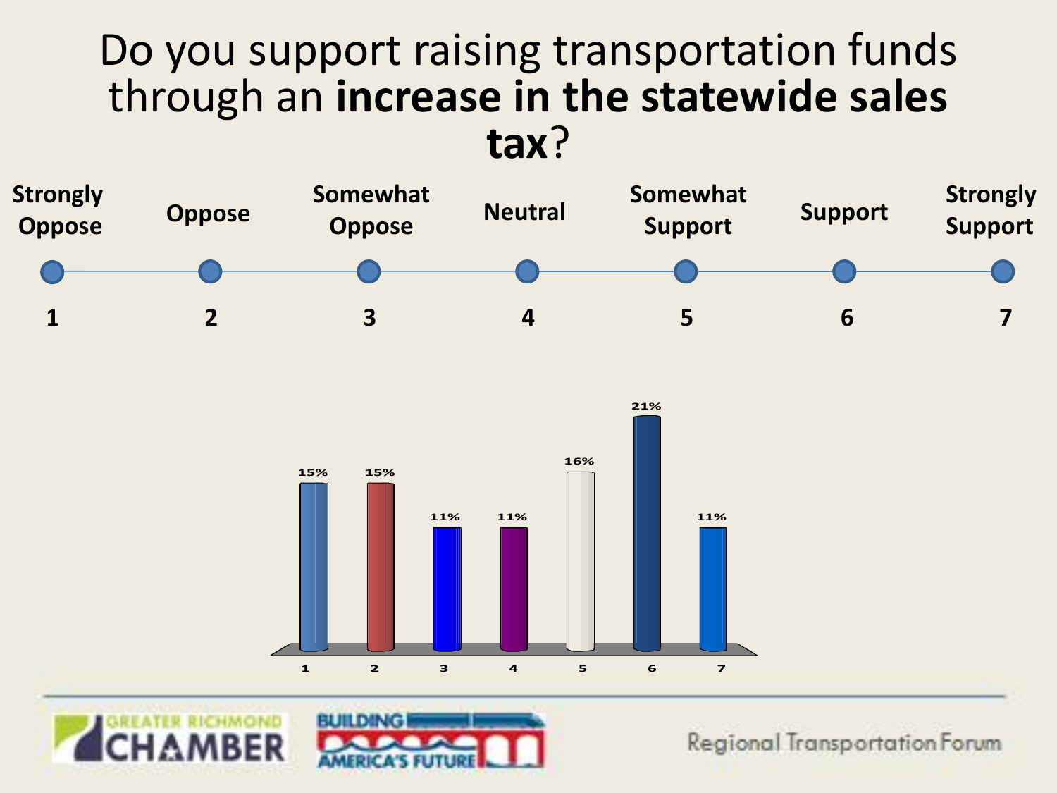# Do you support raising transportation funds through an **increase in the statewide sales tax**?

| 1 | 2 | 3 | 4 | 5 | 6 | 7 |
|---|---|---|---|---|---|---|
| Strongly Oppose | Oppose | Somewhat Oppose | Neutral | Somewhat Support | Support | Strongly Support |
| 15% | 15% | 11% | 11% | 16% | 21% | 11% |

Regional Transportation Forum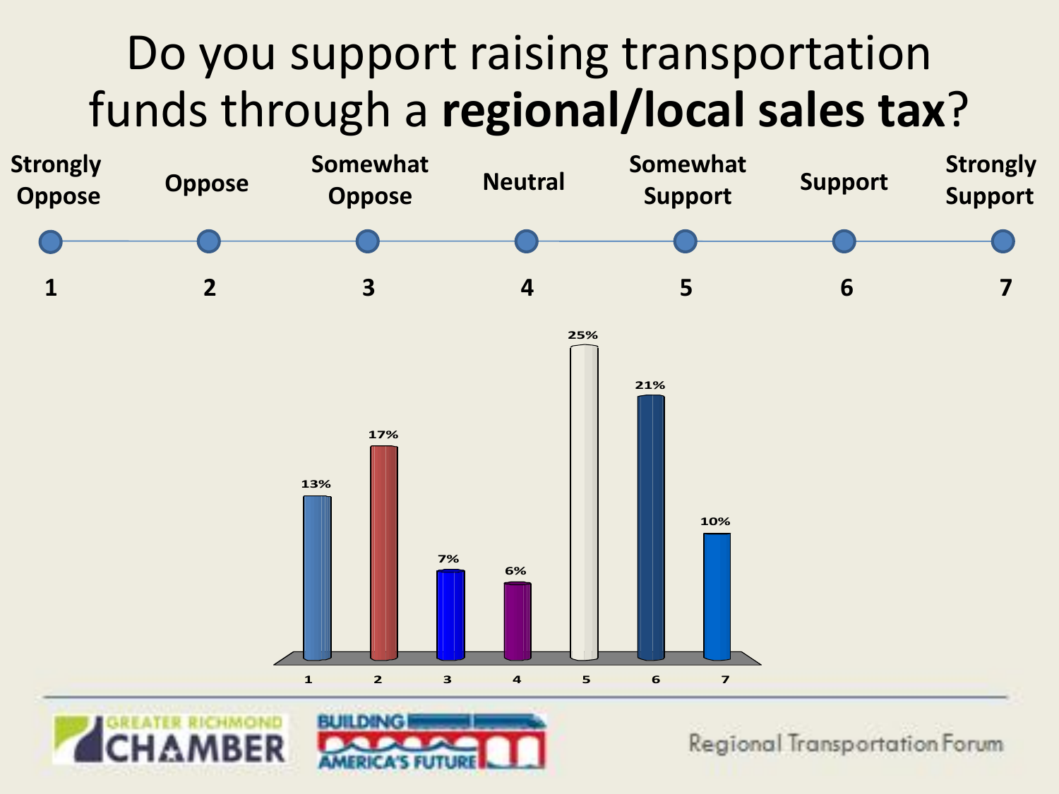# Do you support raising transportation funds through a **regional/local sales tax**?

| 1 | 2 | 3 | 4 | 5 | 6 | 7 |
|---|---|---|---|---|---|---|
| Strongly Oppose | Oppose | Somewhat Oppose | Neutral | Somewhat Support | Support | Strongly Support |
| 13% | 17% | 7% | 6% | 25% | 21% | 10% |

Regional Transportation Forum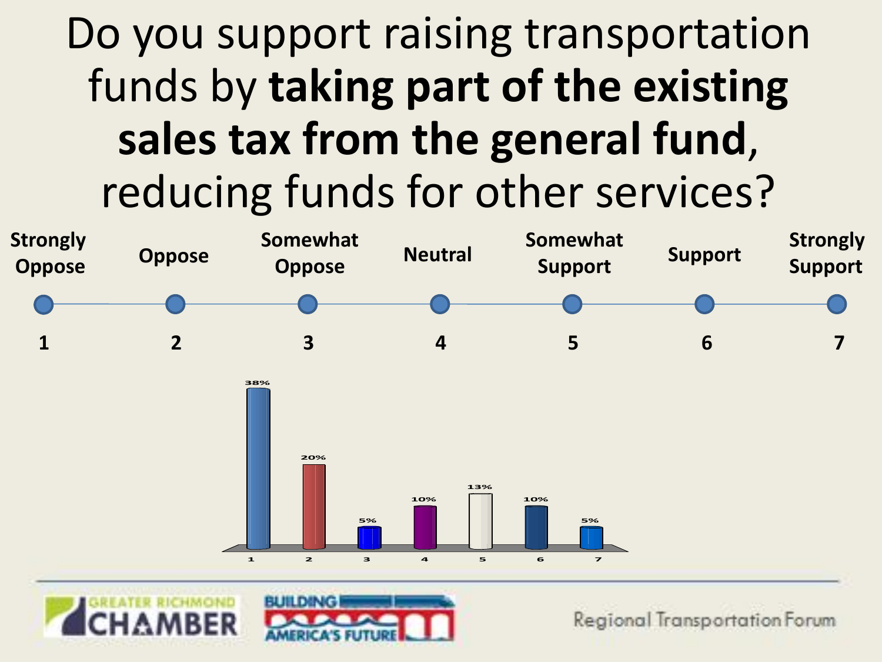# Do you support raising transportation funds by **taking part of the existing sales tax from the general fund**, reducing funds for other services?

| Strongly Oppose | Oppose | Somewhat Oppose | Neutral | Somewhat Support | Support | Strongly Support |
|---|---|---|---|---|---|---|
| 1 | 2 | 3 | 4 | 5 | 6 | 7 |
| 38% | 20% | 5% | 10% | 13% | 10% | 5% |

GREATER RICHMOND CHAMBER

BUILDING AMERICA'S FUTURE

Regional Transportation Forum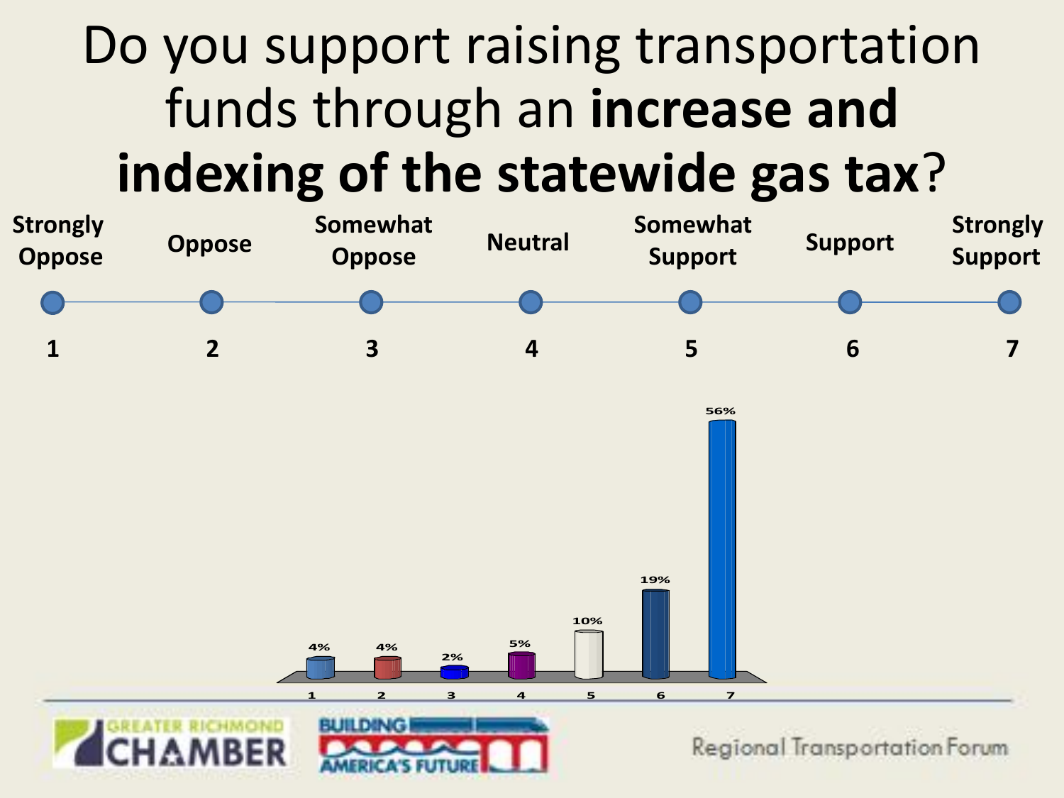# Do you support raising transportation funds through an **increase and indexing of the statewide gas tax**?

| 1 | 2 | 3 | 4 | 5 | 6 | 7 |
|---|---|---|---|---|---|---|
| Strongly Oppose | Oppose | Somewhat Oppose | Neutral | Somewhat Support | Support | Strongly Support |
| 4% | 4% | 2% | 5% | 10% | 19% | 56% |

Regional Transportation Forum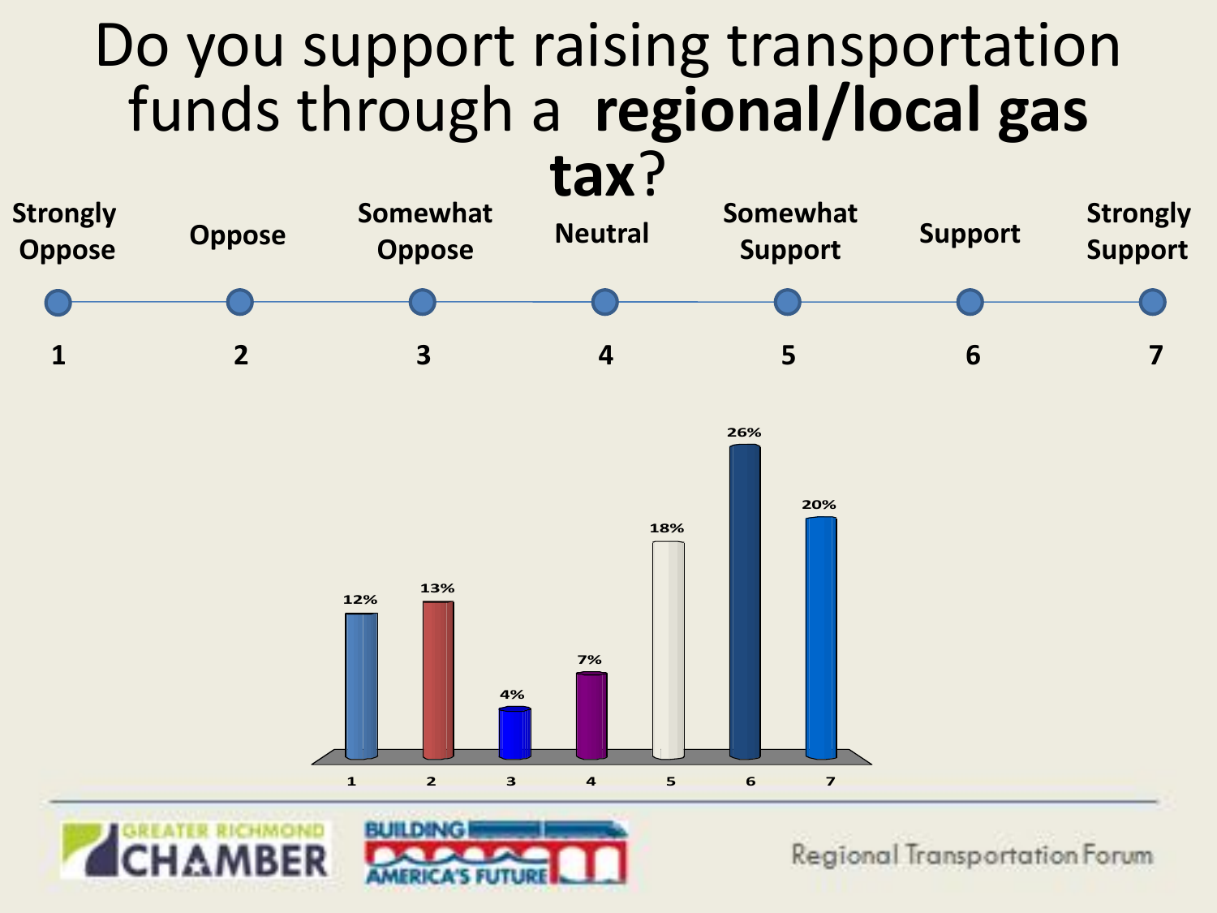# Do you support raising transportation funds through a **regional/local gas tax**?

| Strongly Oppose | Oppose | Somewhat Oppose | Neutral | Somewhat Support | Support | Strongly Support |
|---|---|---|---|---|---|---|
| 1 | 2 | 3 | 4 | 5 | 6 | 7 |

| Response | 1 | 2 | 3 | 4 | 5 | 6 | 7 |
|---|---|---|---|---|---|---|---|
| Percent | 12% | 13% | 4% | 7% | 18% | 26% | 20% |

GREATER RICHMOND CHAMBER

BUILDING AMERICA'S FUTURE

Regional Transportation Forum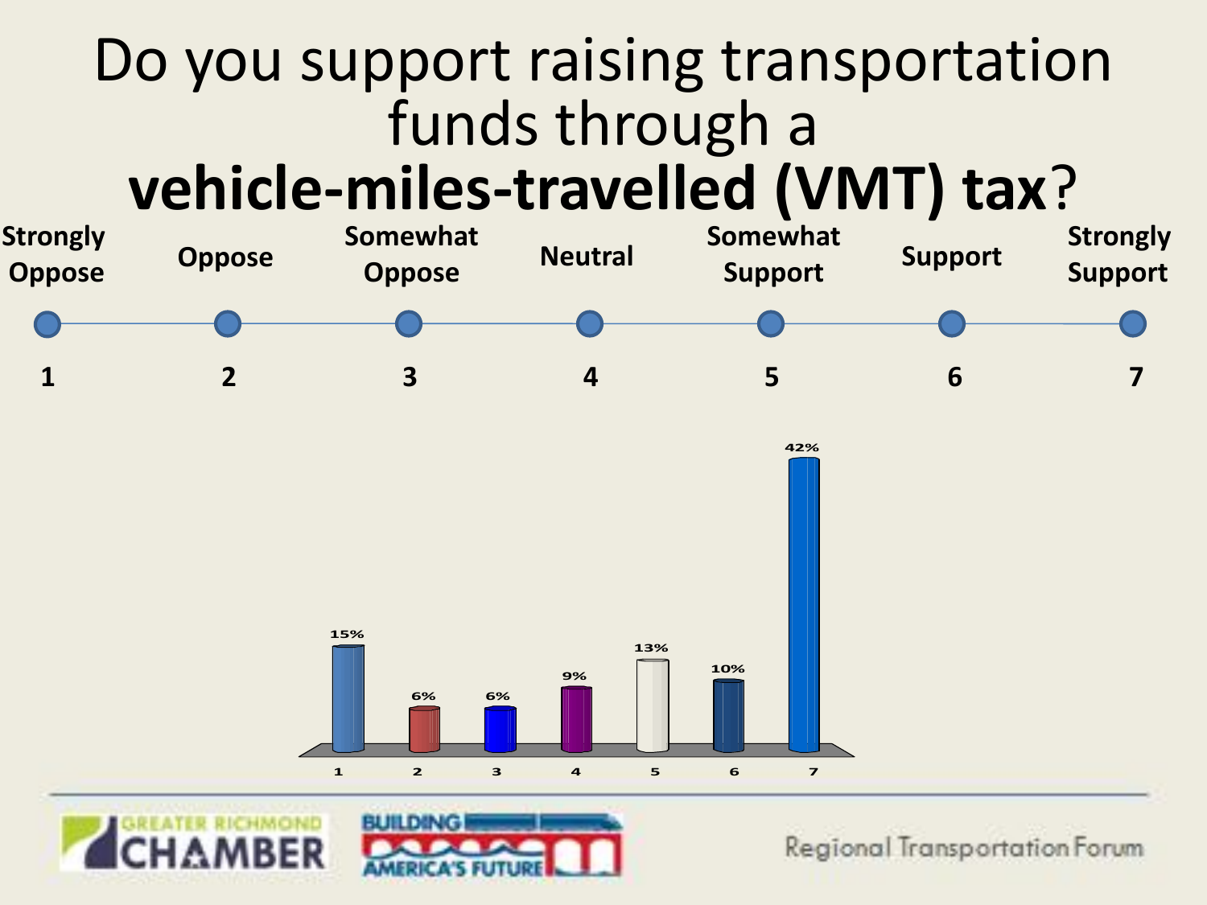# Do you support raising transportation funds through a **vehicle-miles-travelled (VMT) tax**?

| 1 | 2 | 3 | 4 | 5 | 6 | 7 |
|---|---|---|---|---|---|---|
| Strongly Oppose | Oppose | Somewhat Oppose | Neutral | Somewhat Support | Support | Strongly Support |
| 15% | 6% | 6% | 9% | 13% | 10% | 42% |

GREATER RICHMOND CHAMBER

BUILDING AMERICA'S FUTURE

Regional Transportation Forum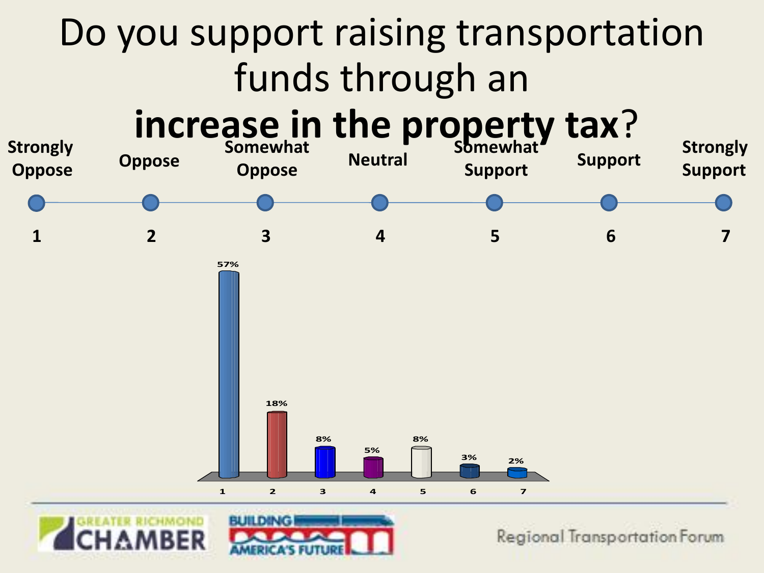# Do you support raising transportation funds through an **increase in the property tax**?

| 1 | 2 | 3 | 4 | 5 | 6 | 7 |
|---|---|---|---|---|---|---|
| Strongly Oppose | Oppose | Somewhat Oppose | Neutral | Somewhat Support | Support | Strongly Support |
| 57% | 18% | 8% | 5% | 8% | 3% | 2% |

GREATER RICHMOND CHAMBER

BUILDING AMERICA'S FUTURE

Regional Transportation Forum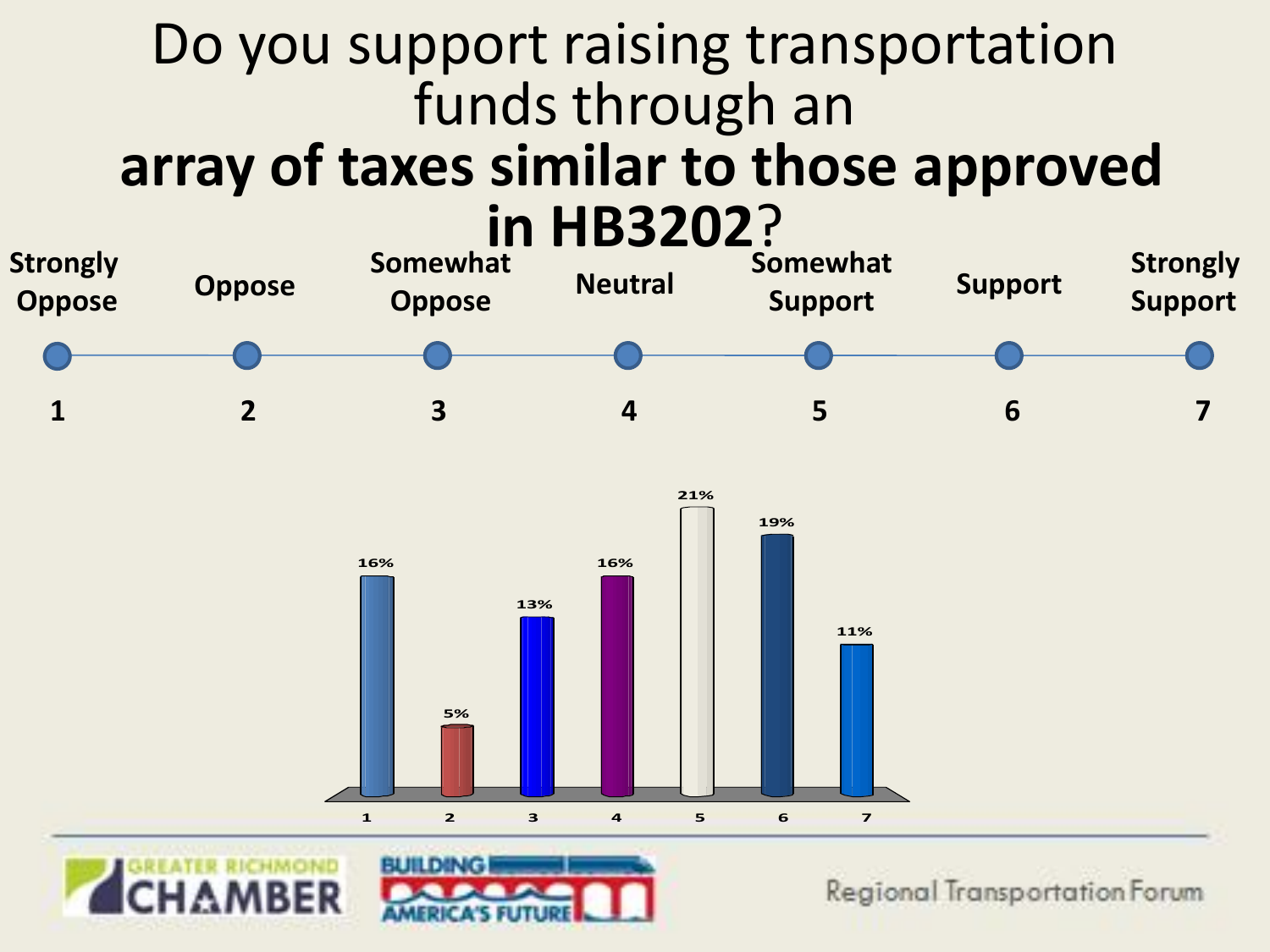# Do you support raising transportation funds through an **array of taxes similar to those approved in HB3202**?

| Strongly Oppose | Oppose | Somewhat Oppose | Neutral | Somewhat Support | Support | Strongly Support |
|---|---|---|---|---|---|---|
| 1 | 2 | 3 | 4 | 5 | 6 | 7 |

| Response | 1 | 2 | 3 | 4 | 5 | 6 | 7 |
|---|---|---|---|---|---|---|---|
| Percent | 16% | 5% | 13% | 16% | 21% | 19% | 11% |

GREATER RICHMOND CHAMBER

BUILDING AMERICA'S FUTURE

Regional Transportation Forum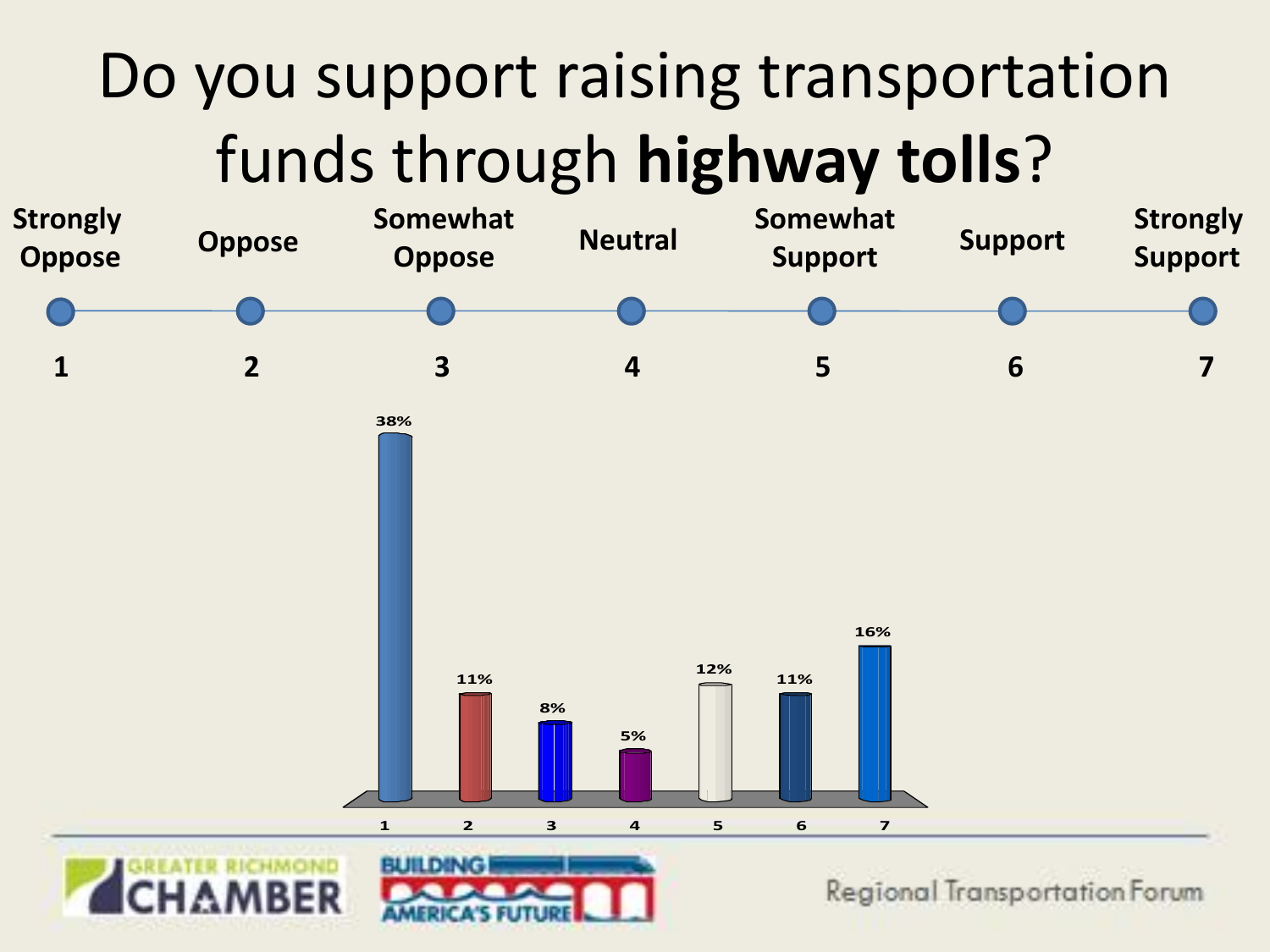# Do you support raising transportation funds through **highway tolls**?

| 1 | 2 | 3 | 4 | 5 | 6 | 7 |
|---|---|---|---|---|---|---|
| Strongly Oppose | Oppose | Somewhat Oppose | Neutral | Somewhat Support | Support | Strongly Support |
| 38% | 11% | 8% | 5% | 12% | 11% | 16% |

Greater Richmond Chamber | Building America's Future | Regional Transportation Forum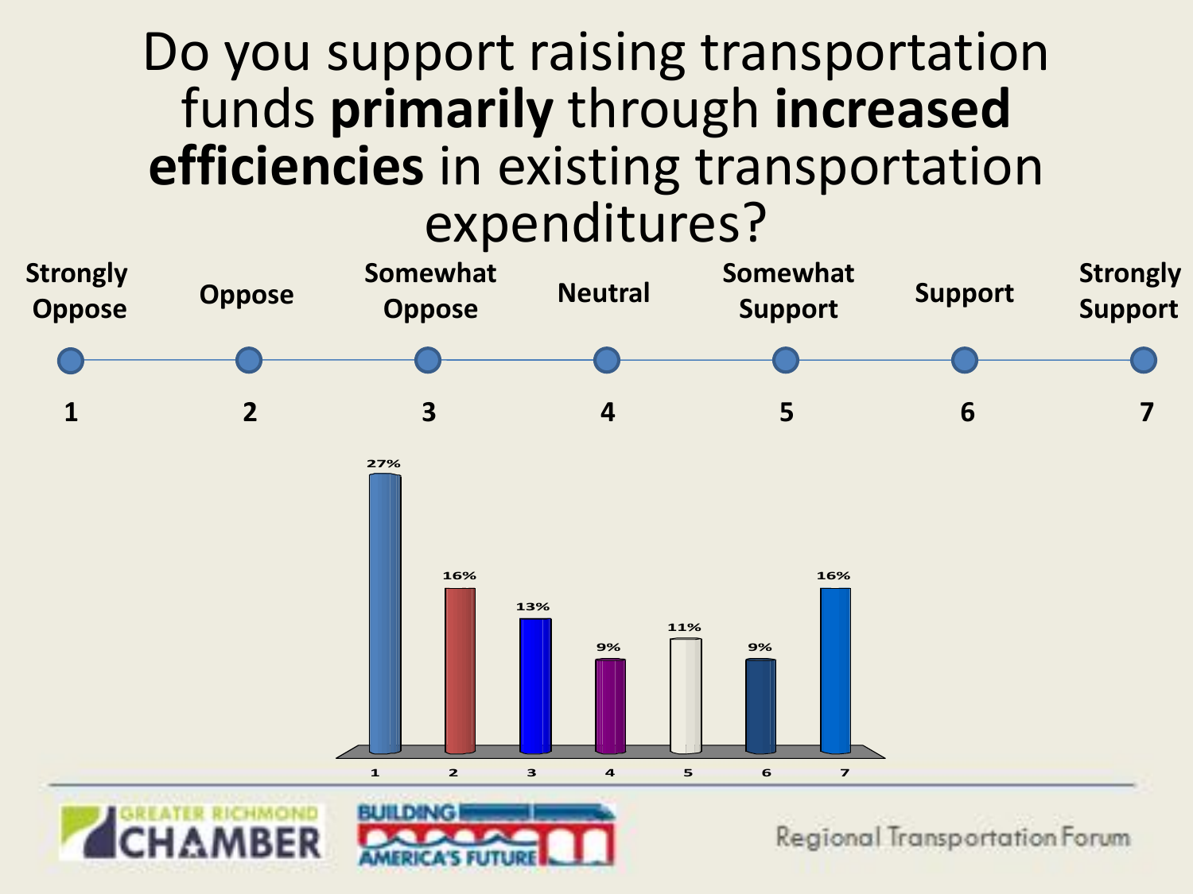# Do you support raising transportation funds **primarily** through **increased efficiencies** in existing transportation expenditures?

| Strongly Oppose | Oppose | Somewhat Oppose | Neutral | Somewhat Support | Support | Strongly Support |
|---|---|---|---|---|---|---|
| 1 | 2 | 3 | 4 | 5 | 6 | 7 |
| 27% | 16% | 13% | 9% | 11% | 9% | 16% |

GREATER RICHMOND CHAMBER

BUILDING AMERICA'S FUTURE

Regional Transportation Forum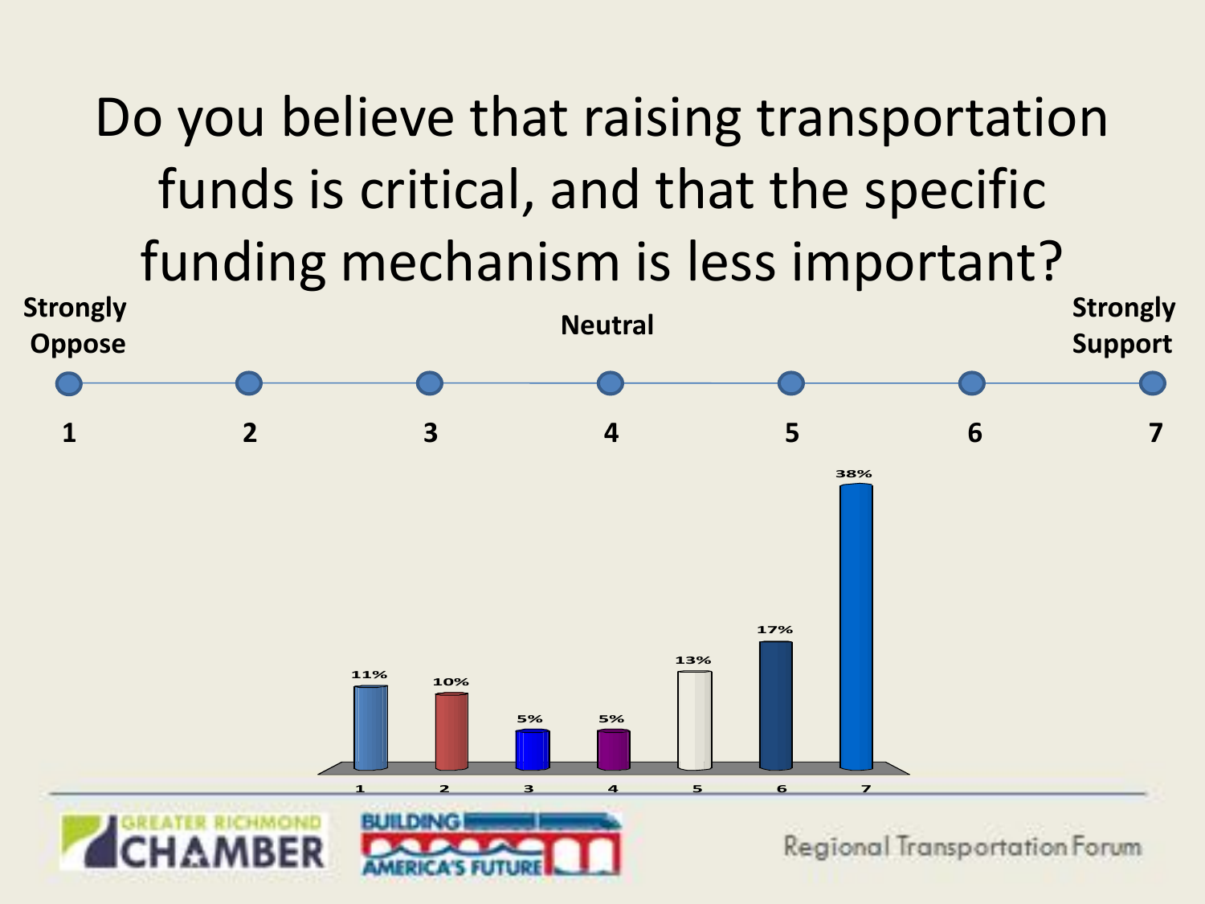# Do you believe that raising transportation funds is critical, and that the specific funding mechanism is less important?

| Strongly Oppose | | | Neutral | | | Strongly Support |
|---|---|---|---|---|---|---|
| 1 | 2 | 3 | 4 | 5 | 6 | 7 |

| Response | 1 | 2 | 3 | 4 | 5 | 6 | 7 |
|---|---|---|---|---|---|---|---|
| Percent | 11% | 10% | 5% | 5% | 13% | 17% | 38% |

GREATER RICHMOND CHAMBER

BUILDING AMERICA'S FUTURE

Regional Transportation Forum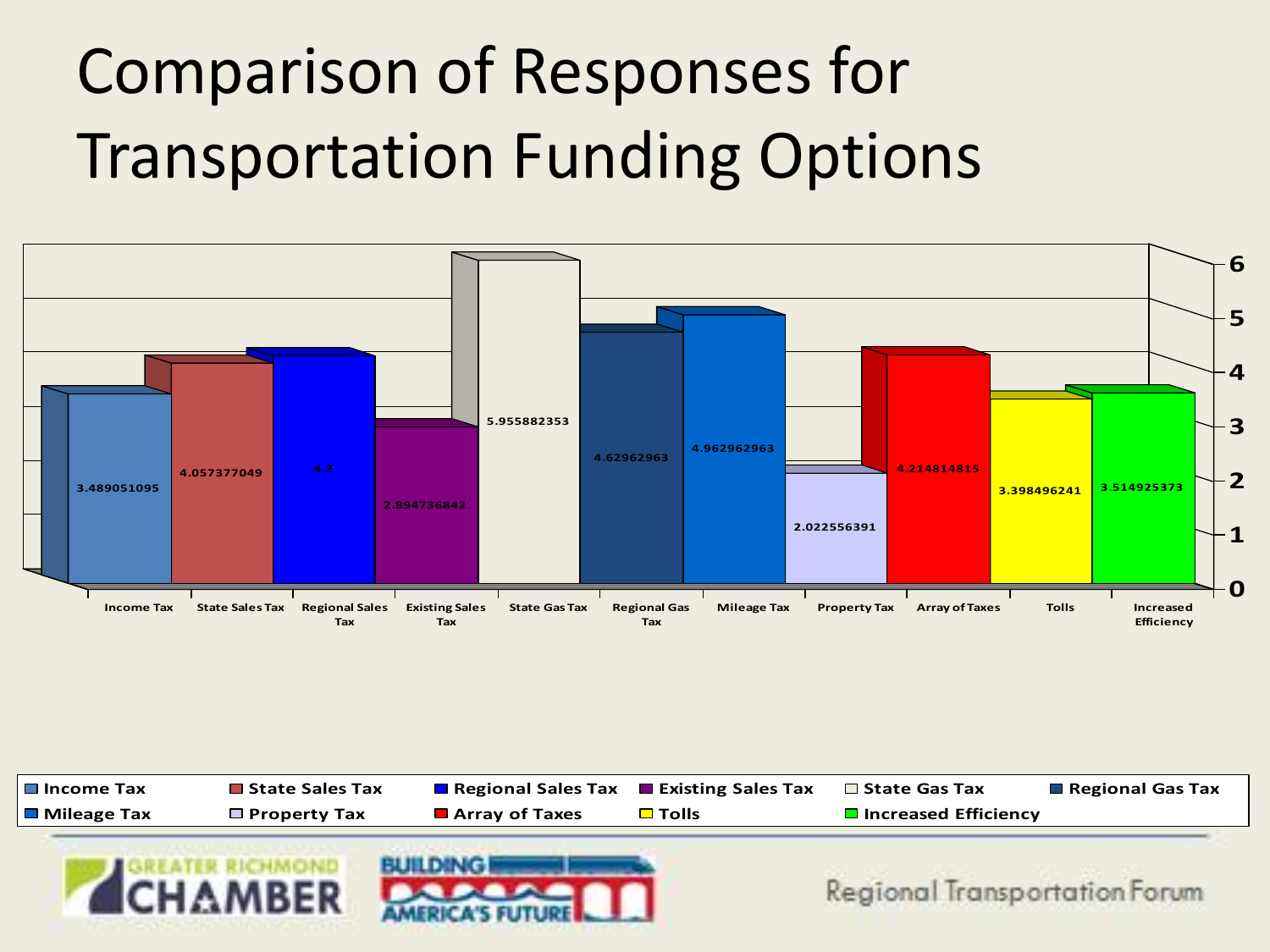# Comparison of Responses for Transportation Funding Options

6
5
4
3
2
1
0

3.489051095
4.057377049
4.2
2.894736842
5.955882353
4.62962963
4.962962963
2.022556391
4.214814815
3.398496241
3.514925373

Income Tax
State Sales Tax
Regional Sales Tax
Existing Sales Tax
State Gas Tax
Regional Gas Tax
Mileage Tax
Property Tax
Array of Taxes
Tolls
Increased Efficiency

Income Tax | State Sales Tax | Regional Sales Tax | Existing Sales Tax | State Gas Tax | Regional Gas Tax | Mileage Tax | Property Tax | Array of Taxes | Tolls | Increased Efficiency

GREATER RICHMOND CHAMBER

BUILDING AMERICA'S FUTURE

Regional Transportation Forum